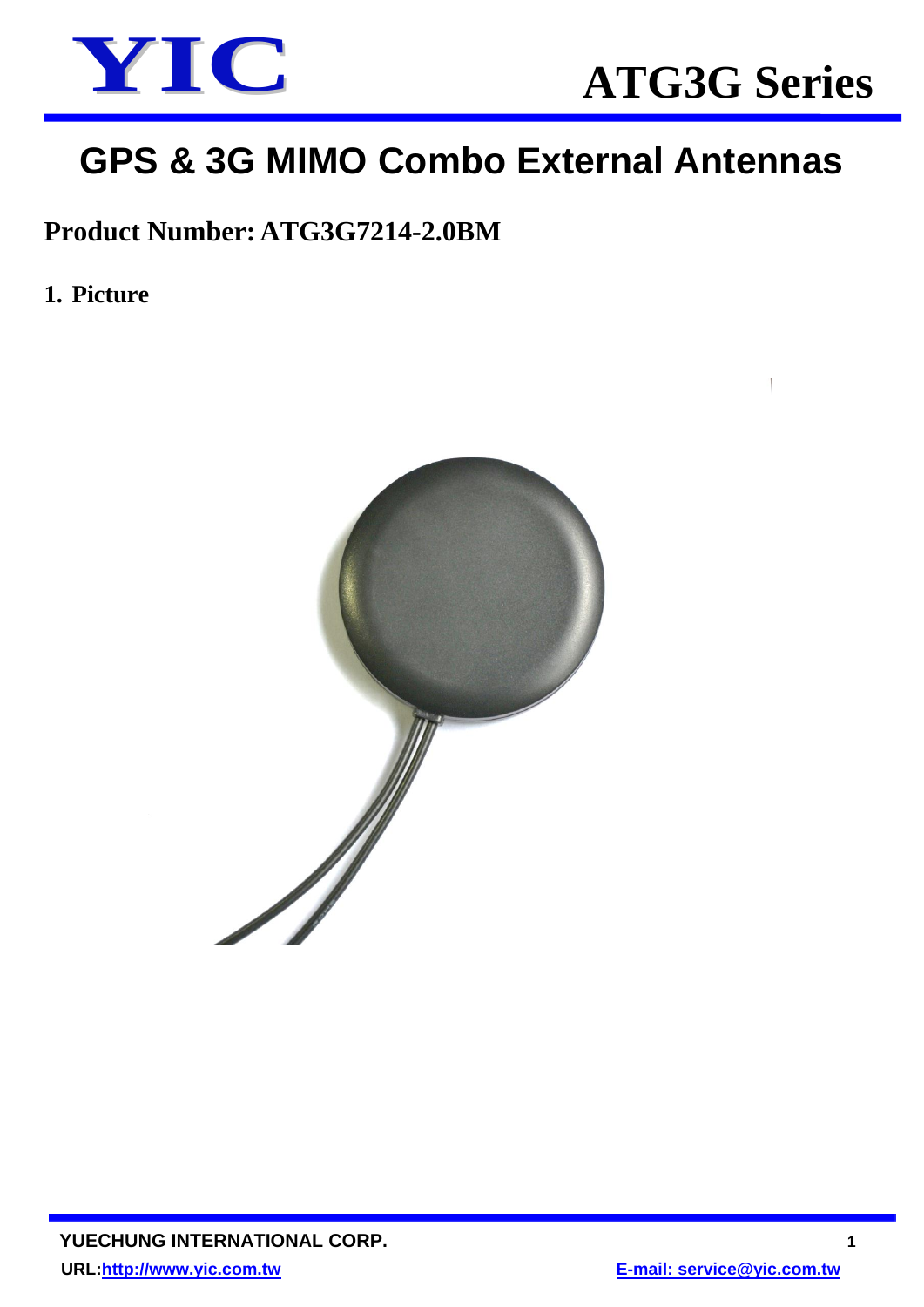# YIC

## ATG3G Series

# GPS & 3G MIMO Combo External Antennas

**Product Number: ATG3G7214-2.0BM**

## 1. Picture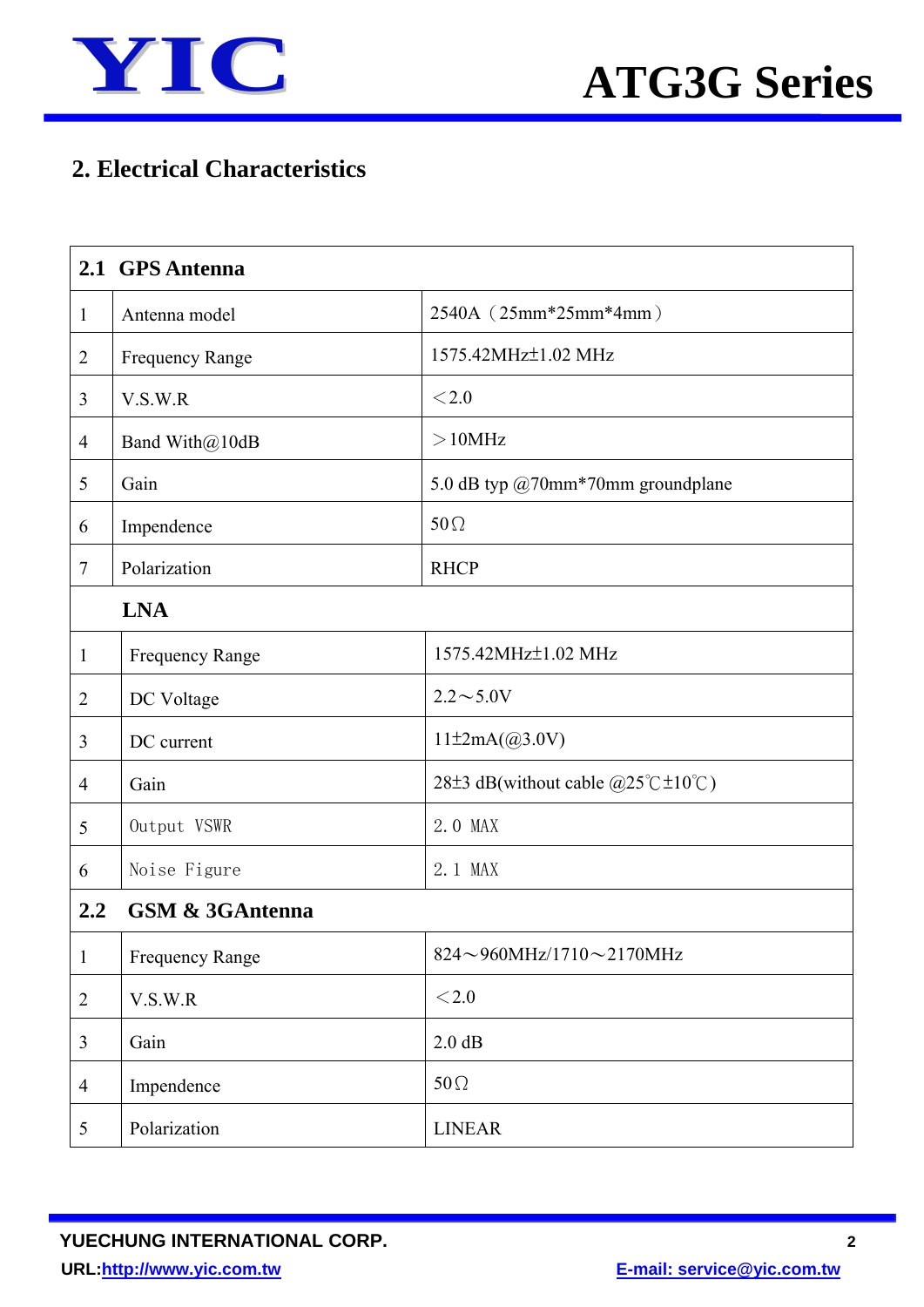## 2. Electrical Characteristics

| 2.1 GPS Antenna | | |
|---|---|---|
| 1 | Antenna model | 2540A（25mm*25mm*4mm） |
| 2 | Frequency Range | 1575.42MHz±1.02 MHz |
| 3 | V.S.W.R | ＜2.0 |
| 4 | Band With@10dB | ＞10MHz |
| 5 | Gain | 5.0 dB typ @70mm*70mm groundplane |
| 6 | Impendence | 50Ω |
| 7 | Polarization | RHCP |
| | **LNA** | |
| 1 | Frequency Range | 1575.42MHz±1.02 MHz |
| 2 | DC Voltage | 2.2～5.0V |
| 3 | DC current | 11±2mA(@3.0V) |
| 4 | Gain | 28±3 dB(without cable @25℃±10℃) |
| 5 | Output VSWR | 2.0 MAX |
| 6 | Noise Figure | 2.1 MAX |
| **2.2 GSM & 3GAntenna** | | |
| 1 | Frequency Range | 824～960MHz/1710～2170MHz |
| 2 | V.S.W.R | ＜2.0 |
| 3 | Gain | 2.0 dB |
| 4 | Impendence | 50Ω |
| 5 | Polarization | LINEAR |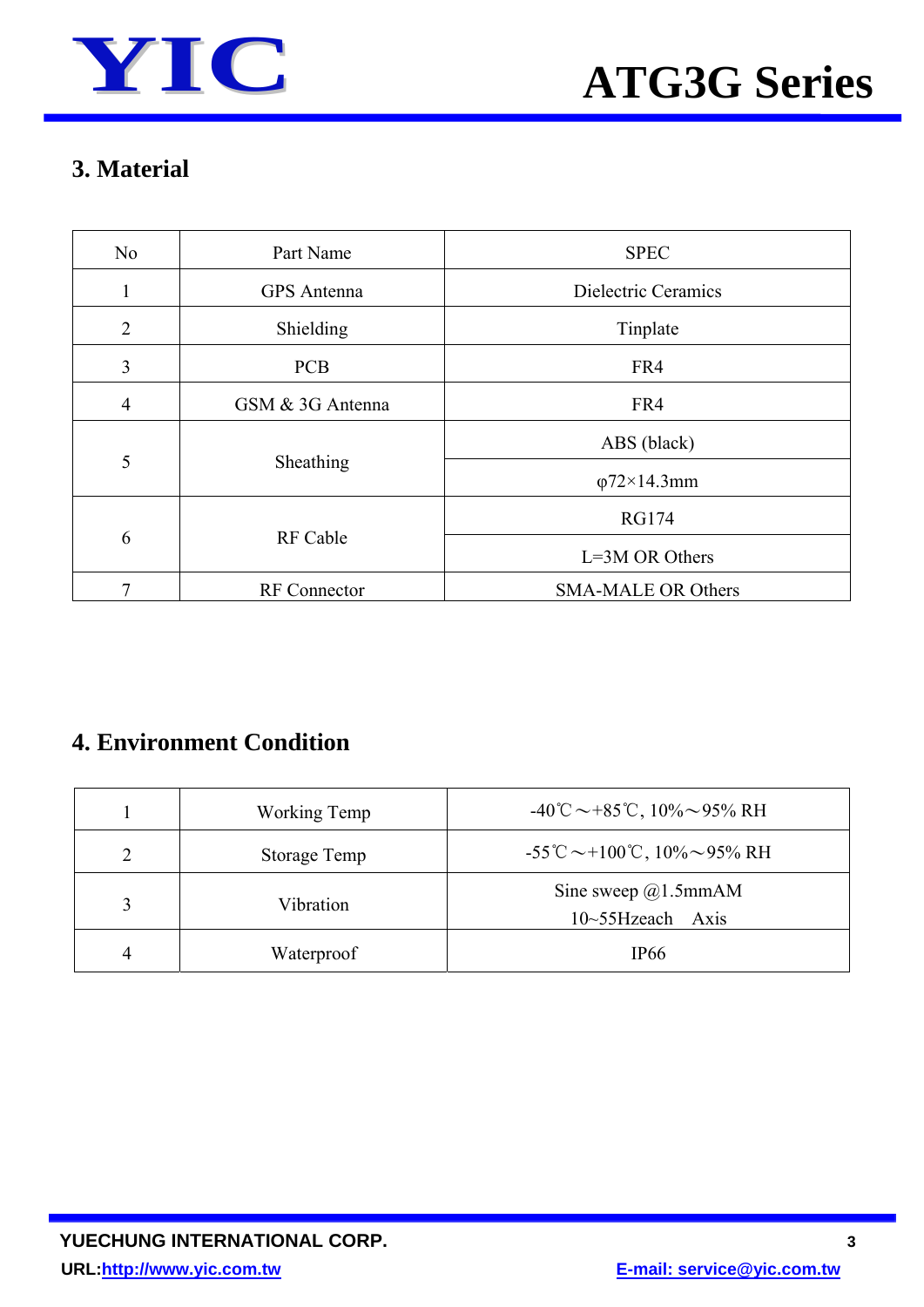## 3. Material

| No | Part Name | SPEC |
|---|---|---|
| 1 | GPS Antenna | Dielectric Ceramics |
| 2 | Shielding | Tinplate |
| 3 | PCB | FR4 |
| 4 | GSM & 3G Antenna | FR4 |
| 5 | Sheathing | ABS (black) |
| | | φ72×14.3mm |
| 6 | RF Cable | RG174 |
| | | L=3M OR Others |
| 7 | RF Connector | SMA-MALE OR Others |

## 4. Environment Condition

| 1 | Working Temp | -40℃～+85℃, 10%～95% RH |
|---|---|---|
| 2 | Storage Temp | -55℃～+100℃, 10%～95% RH |
| 3 | Vibration | Sine sweep @1.5mmAM 10~55Hzeach Axis |
| 4 | Waterproof | IP66 |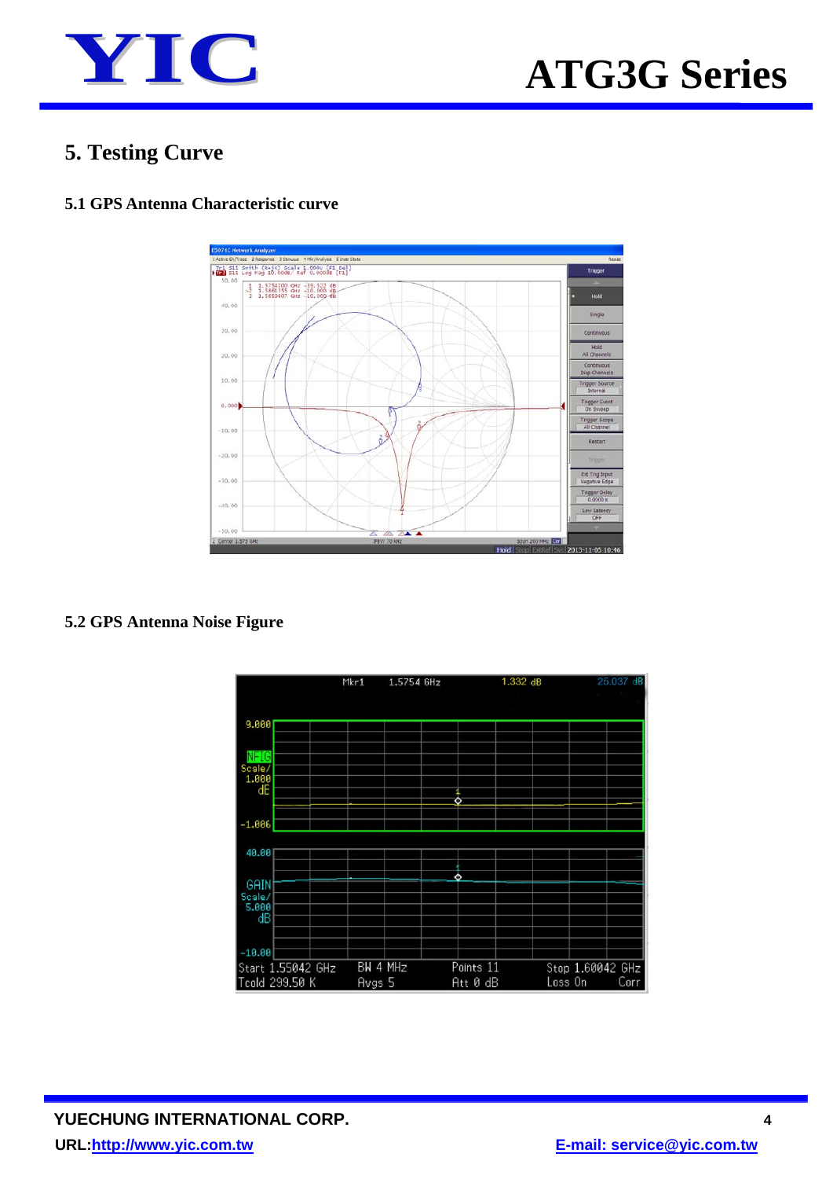# 5. Testing Curve

## 5.1 GPS Antenna Characteristic curve

## 5.2 GPS Antenna Noise Figure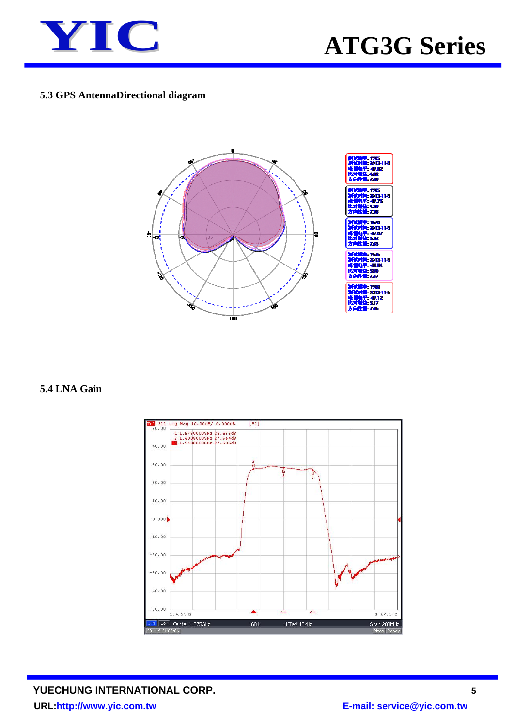### 5.3 GPS AntennaDirectional diagram

### 5.4 LNA Gain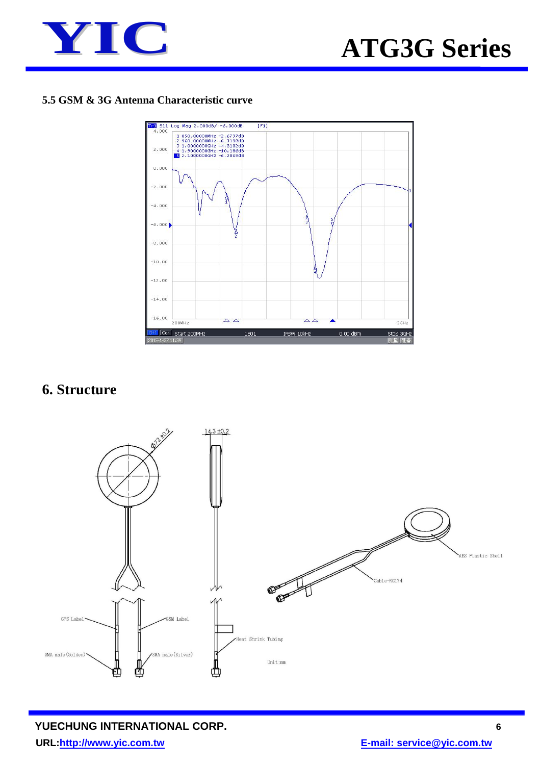### 5.5 GSM & 3G Antenna Characteristic curve

## 6. Structure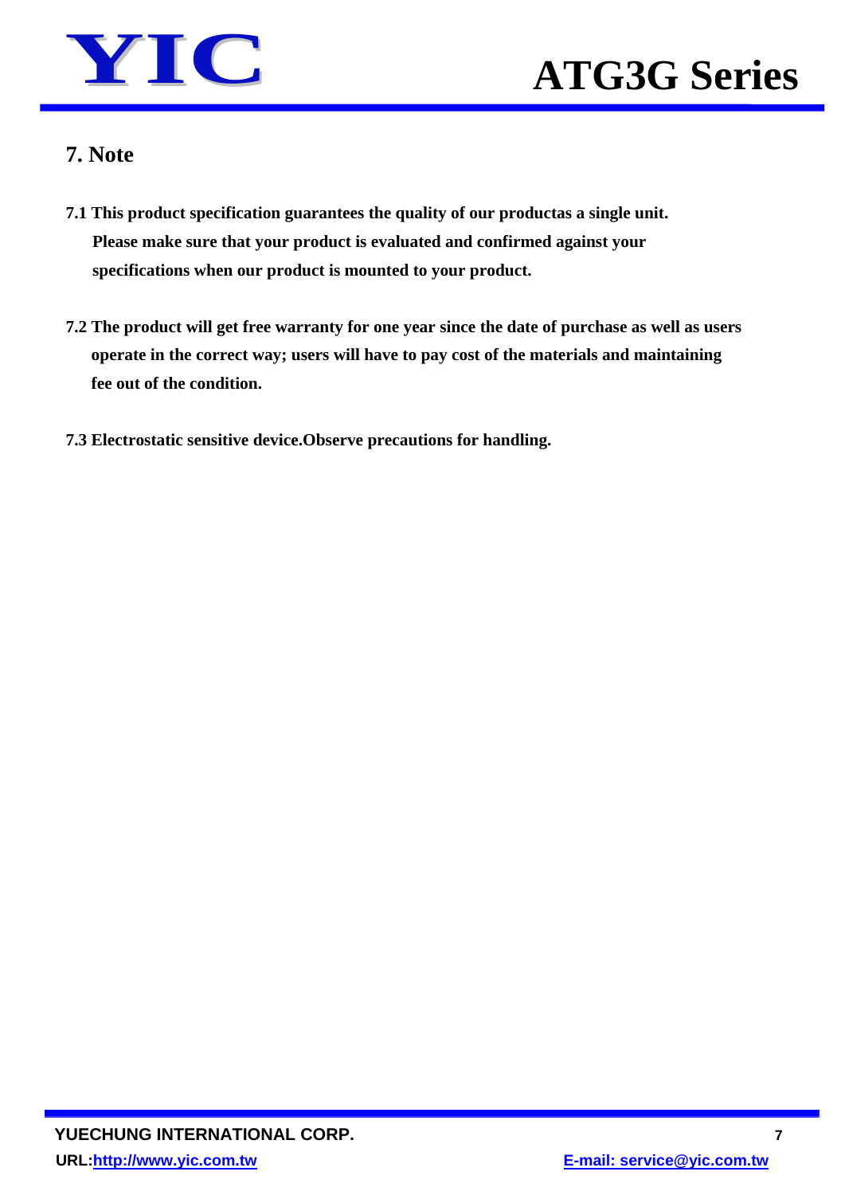## 7. Note

**7.1 This product specification guarantees the quality of our productas a single unit. Please make sure that your product is evaluated and confirmed against your specifications when our product is mounted to your product.**

**7.2 The product will get free warranty for one year since the date of purchase as well as users operate in the correct way; users will have to pay cost of the materials and maintaining fee out of the condition.**

**7.3 Electrostatic sensitive device.Observe precautions for handling.**